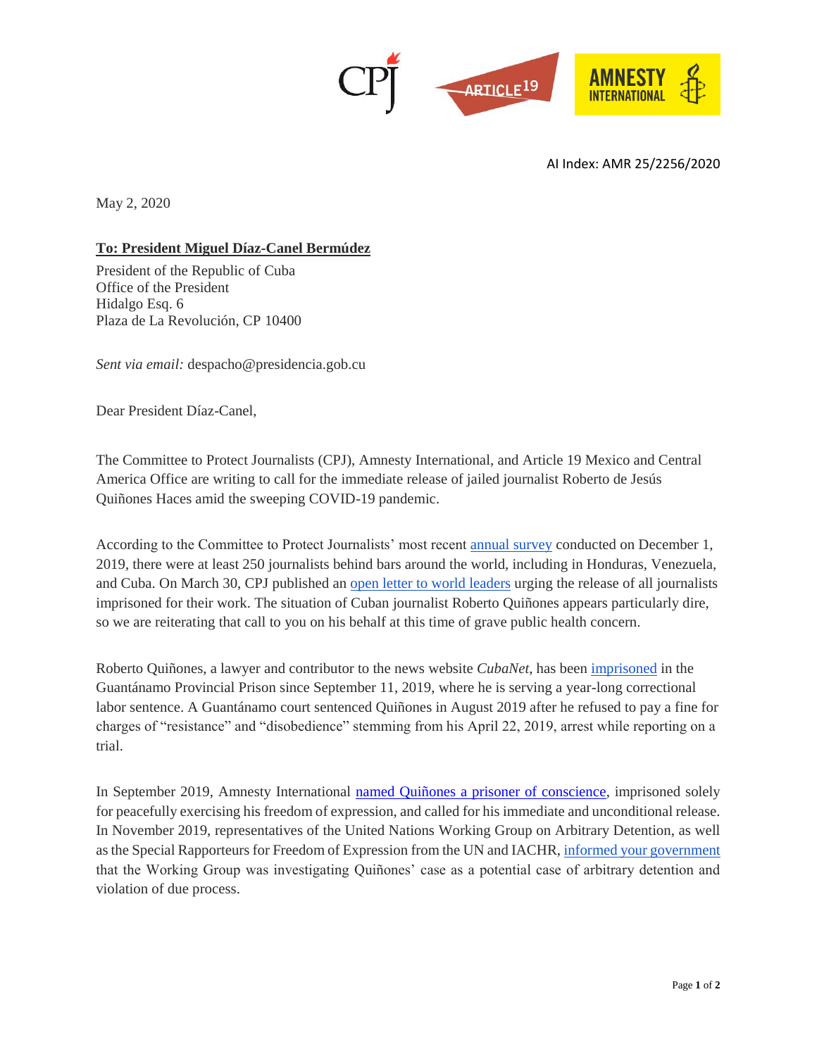AI Index: AMR 25/2256/2020

May 2, 2020

**To: President Miguel Díaz-Canel Bermúdez**

President of the Republic of Cuba
Office of the President
Hidalgo Esq. 6
Plaza de La Revolución, CP 10400

*Sent via email:* despacho@presidencia.gob.cu

Dear President Díaz-Canel,

The Committee to Protect Journalists (CPJ), Amnesty International, and Article 19 Mexico and Central America Office are writing to call for the immediate release of jailed journalist Roberto de Jesús Quiñones Haces amid the sweeping COVID-19 pandemic.

According to the Committee to Protect Journalists' most recent annual survey conducted on December 1, 2019, there were at least 250 journalists behind bars around the world, including in Honduras, Venezuela, and Cuba. On March 30, CPJ published an open letter to world leaders urging the release of all journalists imprisoned for their work. The situation of Cuban journalist Roberto Quiñones appears particularly dire, so we are reiterating that call to you on his behalf at this time of grave public health concern.

Roberto Quiñones, a lawyer and contributor to the news website *CubaNet*, has been imprisoned in the Guantánamo Provincial Prison since September 11, 2019, where he is serving a year-long correctional labor sentence. A Guantánamo court sentenced Quiñones in August 2019 after he refused to pay a fine for charges of "resistance" and "disobedience" stemming from his April 22, 2019, arrest while reporting on a trial.

In September 2019, Amnesty International named Quiñones a prisoner of conscience, imprisoned solely for peacefully exercising his freedom of expression, and called for his immediate and unconditional release. In November 2019, representatives of the United Nations Working Group on Arbitrary Detention, as well as the Special Rapporteurs for Freedom of Expression from the UN and IACHR, informed your government that the Working Group was investigating Quiñones' case as a potential case of arbitrary detention and violation of due process.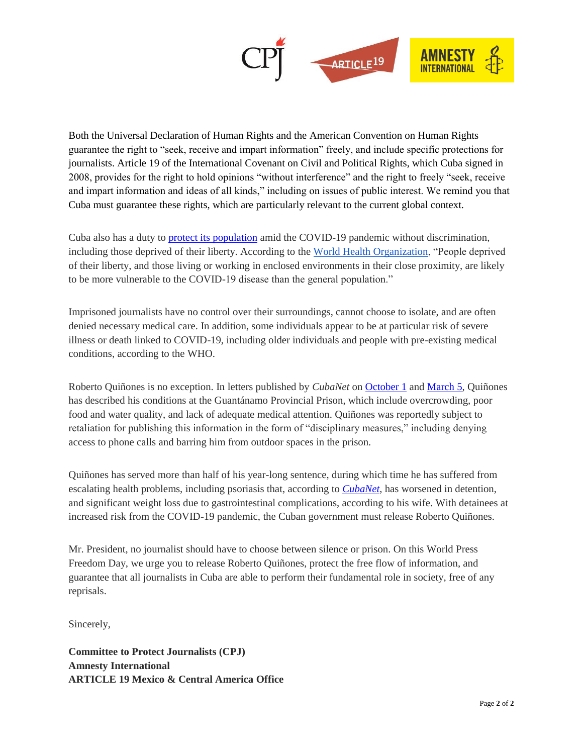Both the Universal Declaration of Human Rights and the American Convention on Human Rights guarantee the right to "seek, receive and impart information" freely, and include specific protections for journalists. Article 19 of the International Covenant on Civil and Political Rights, which Cuba signed in 2008, provides for the right to hold opinions "without interference" and the right to freely "seek, receive and impart information and ideas of all kinds," including on issues of public interest. We remind you that Cuba must guarantee these rights, which are particularly relevant to the current global context.

Cuba also has a duty to protect its population amid the COVID-19 pandemic without discrimination, including those deprived of their liberty. According to the World Health Organization, "People deprived of their liberty, and those living or working in enclosed environments in their close proximity, are likely to be more vulnerable to the COVID-19 disease than the general population."

Imprisoned journalists have no control over their surroundings, cannot choose to isolate, and are often denied necessary medical care. In addition, some individuals appear to be at particular risk of severe illness or death linked to COVID-19, including older individuals and people with pre-existing medical conditions, according to the WHO.

Roberto Quiñones is no exception. In letters published by *CubaNet* on October 1 and March 5, Quiñones has described his conditions at the Guantánamo Provincial Prison, which include overcrowding, poor food and water quality, and lack of adequate medical attention. Quiñones was reportedly subject to retaliation for publishing this information in the form of "disciplinary measures," including denying access to phone calls and barring him from outdoor spaces in the prison.

Quiñones has served more than half of his year-long sentence, during which time he has suffered from escalating health problems, including psoriasis that, according to *CubaNet*, has worsened in detention, and significant weight loss due to gastrointestinal complications, according to his wife. With detainees at increased risk from the COVID-19 pandemic, the Cuban government must release Roberto Quiñones.

Mr. President, no journalist should have to choose between silence or prison. On this World Press Freedom Day, we urge you to release Roberto Quiñones, protect the free flow of information, and guarantee that all journalists in Cuba are able to perform their fundamental role in society, free of any reprisals.

Sincerely,

**Committee to Protect Journalists (CPJ)**
**Amnesty International**
**ARTICLE 19 Mexico & Central America Office**